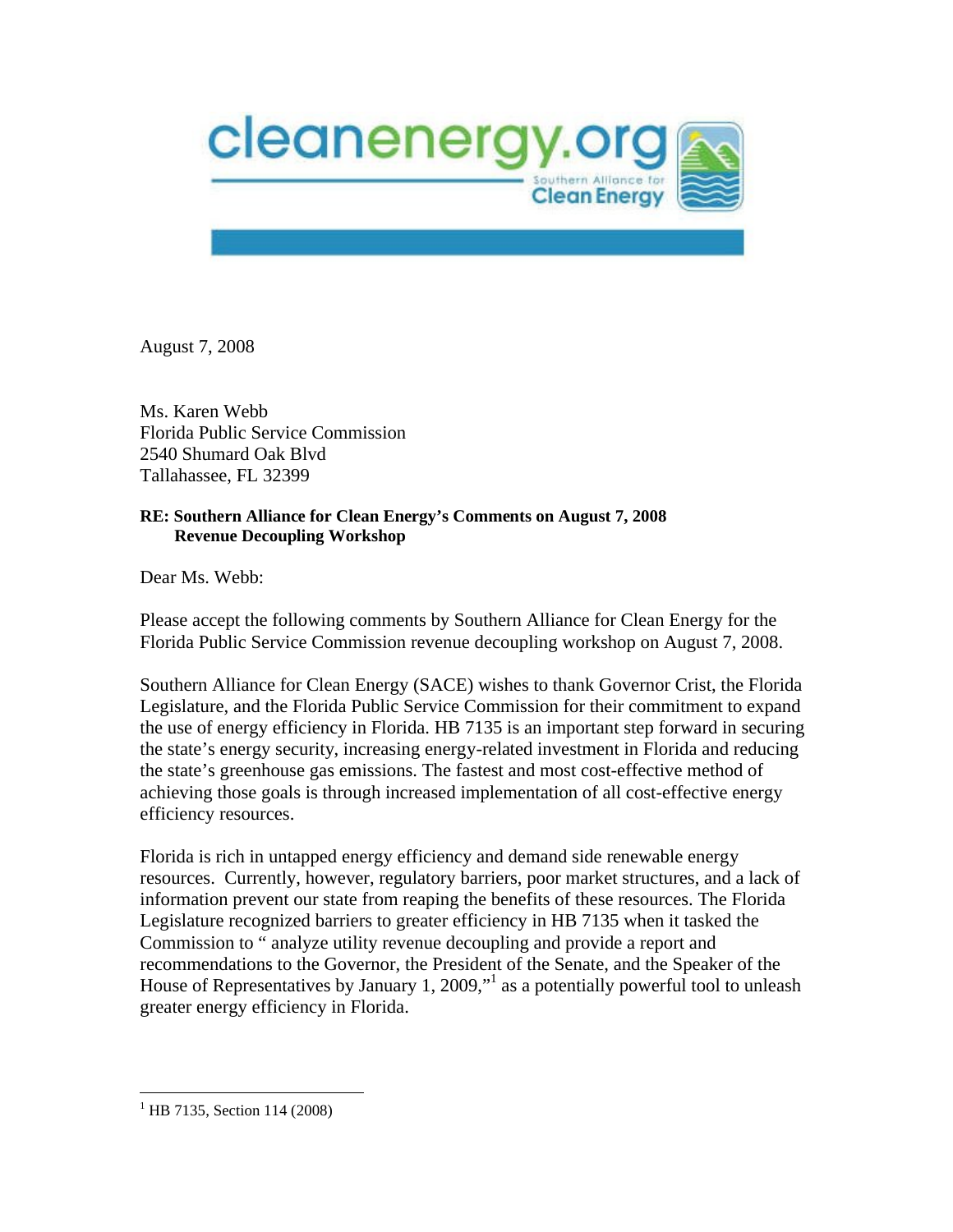cleanenergy.org

Southern Alliance for Clean Energy

August 7, 2008

Ms. Karen Webb  
Florida Public Service Commission  
2540 Shumard Oak Blvd  
Tallahassee, FL 32399

**RE: Southern Alliance for Clean Energy's Comments on August 7, 2008 Revenue Decoupling Workshop**

Dear Ms. Webb:

Please accept the following comments by Southern Alliance for Clean Energy for the Florida Public Service Commission revenue decoupling workshop on August 7, 2008.

Southern Alliance for Clean Energy (SACE) wishes to thank Governor Crist, the Florida Legislature, and the Florida Public Service Commission for their commitment to expand the use of energy efficiency in Florida. HB 7135 is an important step forward in securing the state's energy security, increasing energy-related investment in Florida and reducing the state's greenhouse gas emissions. The fastest and most cost-effective method of achieving those goals is through increased implementation of all cost-effective energy efficiency resources.

Florida is rich in untapped energy efficiency and demand side renewable energy resources. Currently, however, regulatory barriers, poor market structures, and a lack of information prevent our state from reaping the benefits of these resources. The Florida Legislature recognized barriers to greater efficiency in HB 7135 when it tasked the Commission to " analyze utility revenue decoupling and provide a report and recommendations to the Governor, the President of the Senate, and the Speaker of the House of Representatives by January 1, 2009,"[1] as a potentially powerful tool to unleash greater energy efficiency in Florida.

---

[1] HB 7135, Section 114 (2008)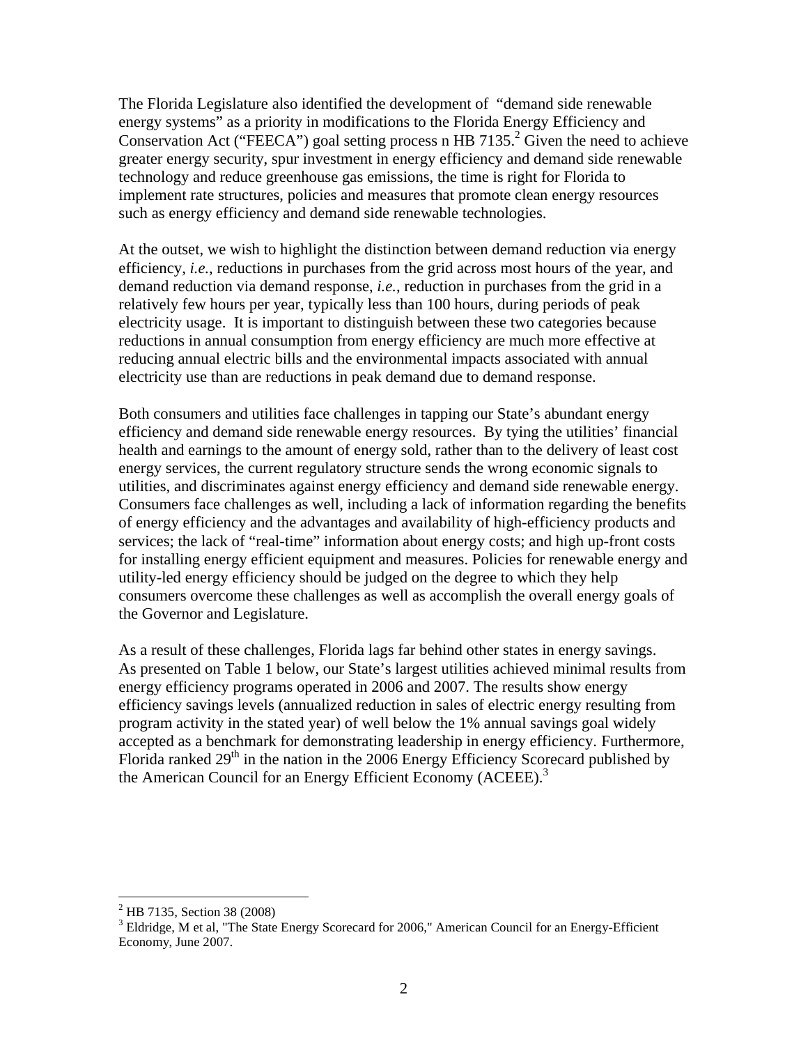The Florida Legislature also identified the development of "demand side renewable energy systems" as a priority in modifications to the Florida Energy Efficiency and Conservation Act ("FEECA") goal setting process n HB 7135.[2] Given the need to achieve greater energy security, spur investment in energy efficiency and demand side renewable technology and reduce greenhouse gas emissions, the time is right for Florida to implement rate structures, policies and measures that promote clean energy resources such as energy efficiency and demand side renewable technologies.

At the outset, we wish to highlight the distinction between demand reduction via energy efficiency, *i.e.*, reductions in purchases from the grid across most hours of the year, and demand reduction via demand response, *i.e.*, reduction in purchases from the grid in a relatively few hours per year, typically less than 100 hours, during periods of peak electricity usage. It is important to distinguish between these two categories because reductions in annual consumption from energy efficiency are much more effective at reducing annual electric bills and the environmental impacts associated with annual electricity use than are reductions in peak demand due to demand response.

Both consumers and utilities face challenges in tapping our State's abundant energy efficiency and demand side renewable energy resources. By tying the utilities' financial health and earnings to the amount of energy sold, rather than to the delivery of least cost energy services, the current regulatory structure sends the wrong economic signals to utilities, and discriminates against energy efficiency and demand side renewable energy. Consumers face challenges as well, including a lack of information regarding the benefits of energy efficiency and the advantages and availability of high-efficiency products and services; the lack of "real-time" information about energy costs; and high up-front costs for installing energy efficient equipment and measures. Policies for renewable energy and utility-led energy efficiency should be judged on the degree to which they help consumers overcome these challenges as well as accomplish the overall energy goals of the Governor and Legislature.

As a result of these challenges, Florida lags far behind other states in energy savings. As presented on Table 1 below, our State's largest utilities achieved minimal results from energy efficiency programs operated in 2006 and 2007. The results show energy efficiency savings levels (annualized reduction in sales of electric energy resulting from program activity in the stated year) of well below the 1% annual savings goal widely accepted as a benchmark for demonstrating leadership in energy efficiency. Furthermore, Florida ranked 29th in the nation in the 2006 Energy Efficiency Scorecard published by the American Council for an Energy Efficient Economy (ACEEE).[3]

---

[2] HB 7135, Section 38 (2008)

[3] Eldridge, M et al, "The State Energy Scorecard for 2006," American Council for an Energy-Efficient Economy, June 2007.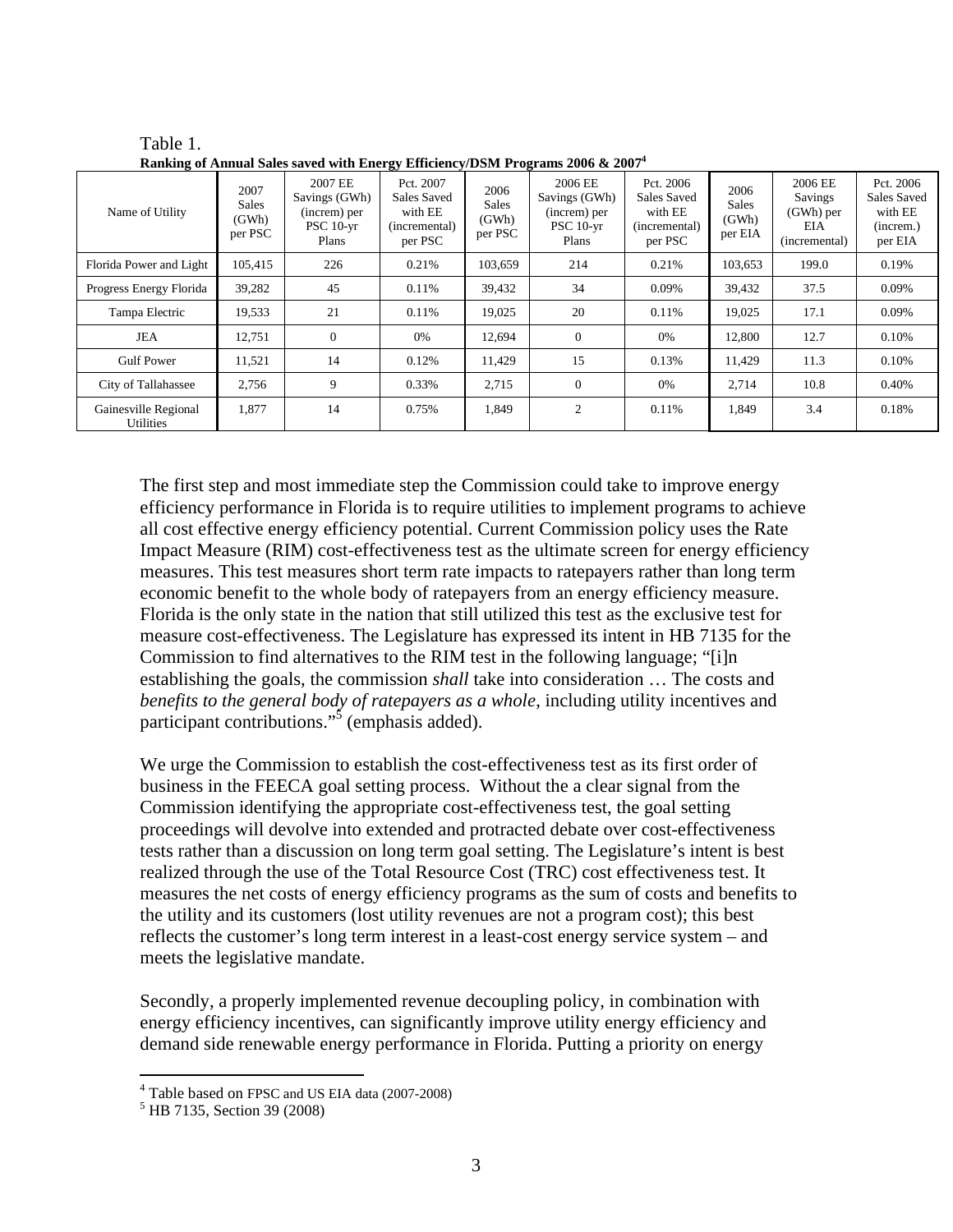Table 1.
**Ranking of Annual Sales saved with Energy Efficiency/DSM Programs 2006 & 2007**[4]

| Name of Utility | 2007 Sales (GWh) per PSC | 2007 EE Savings (GWh) (increm) per PSC 10-yr Plans | Pct. 2007 Sales Saved with EE (incremental) per PSC | 2006 Sales (GWh) per PSC | 2006 EE Savings (GWh) (increm) per PSC 10-yr Plans | Pct. 2006 Sales Saved with EE (incremental) per PSC | 2006 Sales (GWh) per EIA | 2006 EE Savings (GWh) per EIA (incremental) | Pct. 2006 Sales Saved with EE (increm.) per EIA |
|---|---|---|---|---|---|---|---|---|---|
| Florida Power and Light | 105,415 | 226 | 0.21% | 103,659 | 214 | 0.21% | 103,653 | 199.0 | 0.19% |
| Progress Energy Florida | 39,282 | 45 | 0.11% | 39,432 | 34 | 0.09% | 39,432 | 37.5 | 0.09% |
| Tampa Electric | 19,533 | 21 | 0.11% | 19,025 | 20 | 0.11% | 19,025 | 17.1 | 0.09% |
| JEA | 12,751 | 0 | 0% | 12,694 | 0 | 0% | 12,800 | 12.7 | 0.10% |
| Gulf Power | 11,521 | 14 | 0.12% | 11,429 | 15 | 0.13% | 11,429 | 11.3 | 0.10% |
| City of Tallahassee | 2,756 | 9 | 0.33% | 2,715 | 0 | 0% | 2,714 | 10.8 | 0.40% |
| Gainesville Regional Utilities | 1,877 | 14 | 0.75% | 1,849 | 2 | 0.11% | 1,849 | 3.4 | 0.18% |

The first step and most immediate step the Commission could take to improve energy efficiency performance in Florida is to require utilities to implement programs to achieve all cost effective energy efficiency potential. Current Commission policy uses the Rate Impact Measure (RIM) cost-effectiveness test as the ultimate screen for energy efficiency measures. This test measures short term rate impacts to ratepayers rather than long term economic benefit to the whole body of ratepayers from an energy efficiency measure. Florida is the only state in the nation that still utilized this test as the exclusive test for measure cost-effectiveness. The Legislature has expressed its intent in HB 7135 for the Commission to find alternatives to the RIM test in the following language; "[i]n establishing the goals, the commission *shall* take into consideration … The costs and *benefits to the general body of ratepayers as a whole*, including utility incentives and participant contributions."[5] (emphasis added).

We urge the Commission to establish the cost-effectiveness test as its first order of business in the FEECA goal setting process. Without the a clear signal from the Commission identifying the appropriate cost-effectiveness test, the goal setting proceedings will devolve into extended and protracted debate over cost-effectiveness tests rather than a discussion on long term goal setting. The Legislature's intent is best realized through the use of the Total Resource Cost (TRC) cost effectiveness test. It measures the net costs of energy efficiency programs as the sum of costs and benefits to the utility and its customers (lost utility revenues are not a program cost); this best reflects the customer's long term interest in a least-cost energy service system – and meets the legislative mandate.

Secondly, a properly implemented revenue decoupling policy, in combination with energy efficiency incentives, can significantly improve utility energy efficiency and demand side renewable energy performance in Florida. Putting a priority on energy

[4] Table based on FPSC and US EIA data (2007-2008)
[5] HB 7135, Section 39 (2008)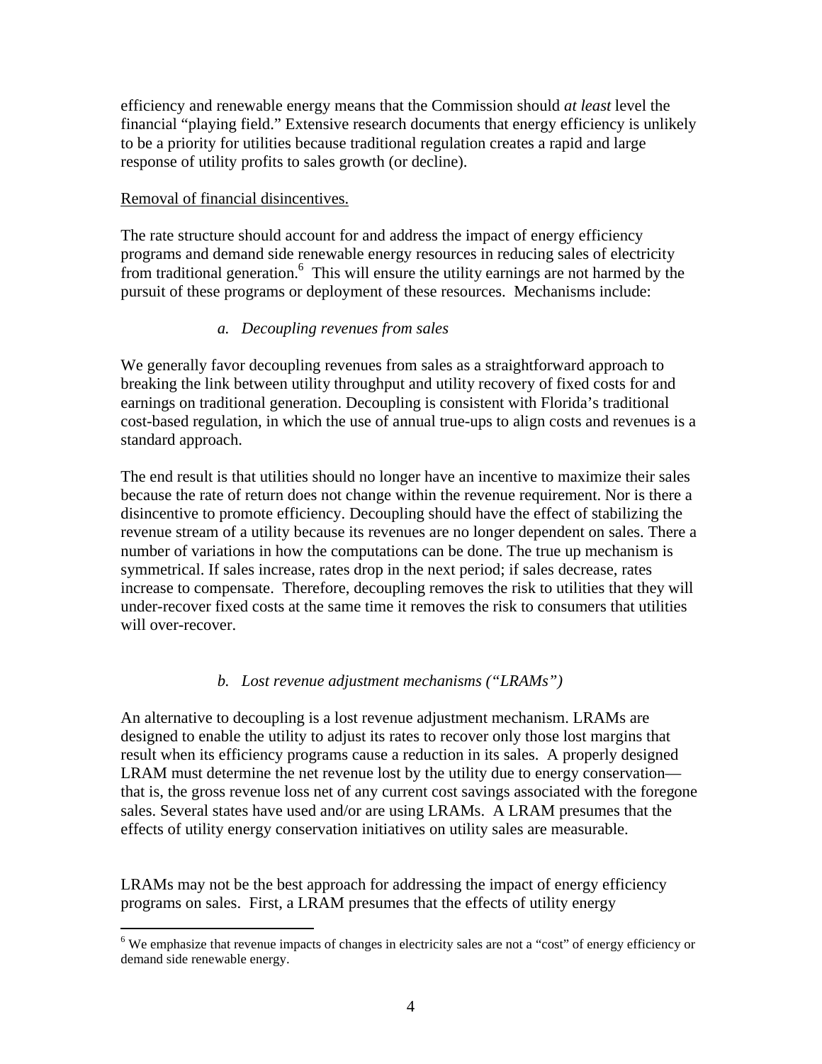efficiency and renewable energy means that the Commission should *at least* level the financial "playing field." Extensive research documents that energy efficiency is unlikely to be a priority for utilities because traditional regulation creates a rapid and large response of utility profits to sales growth (or decline).

<u>Removal of financial disincentives.</u>

The rate structure should account for and address the impact of energy efficiency programs and demand side renewable energy resources in reducing sales of electricity from traditional generation.[6] This will ensure the utility earnings are not harmed by the pursuit of these programs or deployment of these resources. Mechanisms include:

*a. Decoupling revenues from sales*

We generally favor decoupling revenues from sales as a straightforward approach to breaking the link between utility throughput and utility recovery of fixed costs for and earnings on traditional generation. Decoupling is consistent with Florida's traditional cost-based regulation, in which the use of annual true-ups to align costs and revenues is a standard approach.

The end result is that utilities should no longer have an incentive to maximize their sales because the rate of return does not change within the revenue requirement. Nor is there a disincentive to promote efficiency. Decoupling should have the effect of stabilizing the revenue stream of a utility because its revenues are no longer dependent on sales. There a number of variations in how the computations can be done. The true up mechanism is symmetrical. If sales increase, rates drop in the next period; if sales decrease, rates increase to compensate. Therefore, decoupling removes the risk to utilities that they will under-recover fixed costs at the same time it removes the risk to consumers that utilities will over-recover.

*b. Lost revenue adjustment mechanisms ("LRAMs")*

An alternative to decoupling is a lost revenue adjustment mechanism. LRAMs are designed to enable the utility to adjust its rates to recover only those lost margins that result when its efficiency programs cause a reduction in its sales. A properly designed LRAM must determine the net revenue lost by the utility due to energy conservation—that is, the gross revenue loss net of any current cost savings associated with the foregone sales. Several states have used and/or are using LRAMs. A LRAM presumes that the effects of utility energy conservation initiatives on utility sales are measurable.

LRAMs may not be the best approach for addressing the impact of energy efficiency programs on sales. First, a LRAM presumes that the effects of utility energy

[6] We emphasize that revenue impacts of changes in electricity sales are not a "cost" of energy efficiency or demand side renewable energy.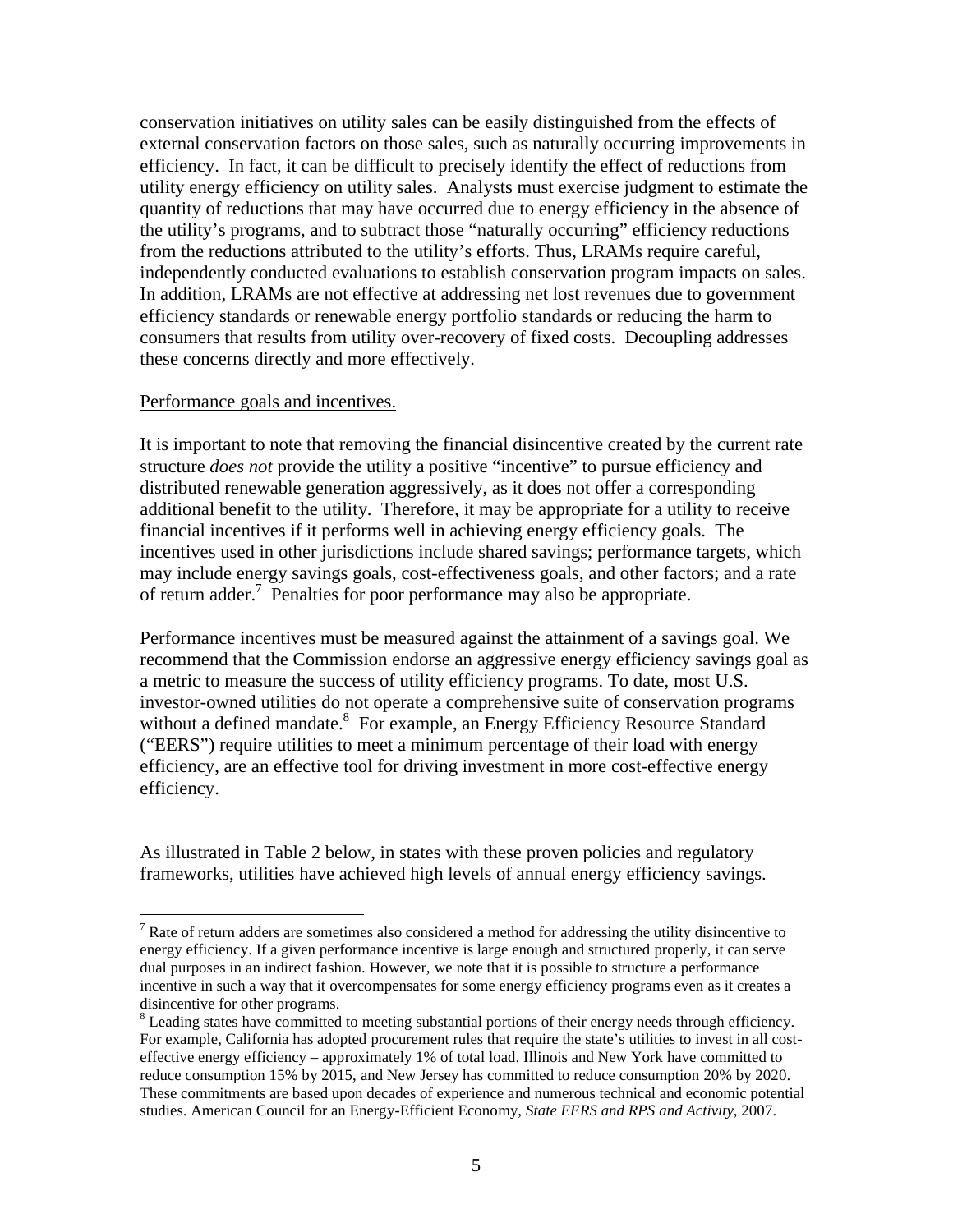conservation initiatives on utility sales can be easily distinguished from the effects of external conservation factors on those sales, such as naturally occurring improvements in efficiency. In fact, it can be difficult to precisely identify the effect of reductions from utility energy efficiency on utility sales. Analysts must exercise judgment to estimate the quantity of reductions that may have occurred due to energy efficiency in the absence of the utility's programs, and to subtract those "naturally occurring" efficiency reductions from the reductions attributed to the utility's efforts. Thus, LRAMs require careful, independently conducted evaluations to establish conservation program impacts on sales. In addition, LRAMs are not effective at addressing net lost revenues due to government efficiency standards or renewable energy portfolio standards or reducing the harm to consumers that results from utility over-recovery of fixed costs. Decoupling addresses these concerns directly and more effectively.

Performance goals and incentives.

It is important to note that removing the financial disincentive created by the current rate structure *does not* provide the utility a positive "incentive" to pursue efficiency and distributed renewable generation aggressively, as it does not offer a corresponding additional benefit to the utility. Therefore, it may be appropriate for a utility to receive financial incentives if it performs well in achieving energy efficiency goals. The incentives used in other jurisdictions include shared savings; performance targets, which may include energy savings goals, cost-effectiveness goals, and other factors; and a rate of return adder.[7] Penalties for poor performance may also be appropriate.

Performance incentives must be measured against the attainment of a savings goal. We recommend that the Commission endorse an aggressive energy efficiency savings goal as a metric to measure the success of utility efficiency programs. To date, most U.S. investor-owned utilities do not operate a comprehensive suite of conservation programs without a defined mandate.[8] For example, an Energy Efficiency Resource Standard ("EERS") require utilities to meet a minimum percentage of their load with energy efficiency, are an effective tool for driving investment in more cost-effective energy efficiency.

As illustrated in Table 2 below, in states with these proven policies and regulatory frameworks, utilities have achieved high levels of annual energy efficiency savings.

---

[7] Rate of return adders are sometimes also considered a method for addressing the utility disincentive to energy efficiency. If a given performance incentive is large enough and structured properly, it can serve dual purposes in an indirect fashion. However, we note that it is possible to structure a performance incentive in such a way that it overcompensates for some energy efficiency programs even as it creates a disincentive for other programs.

[8] Leading states have committed to meeting substantial portions of their energy needs through efficiency. For example, California has adopted procurement rules that require the state's utilities to invest in all cost-effective energy efficiency – approximately 1% of total load. Illinois and New York have committed to reduce consumption 15% by 2015, and New Jersey has committed to reduce consumption 20% by 2020. These commitments are based upon decades of experience and numerous technical and economic potential studies. American Council for an Energy-Efficient Economy, *State EERS and RPS and Activity*, 2007.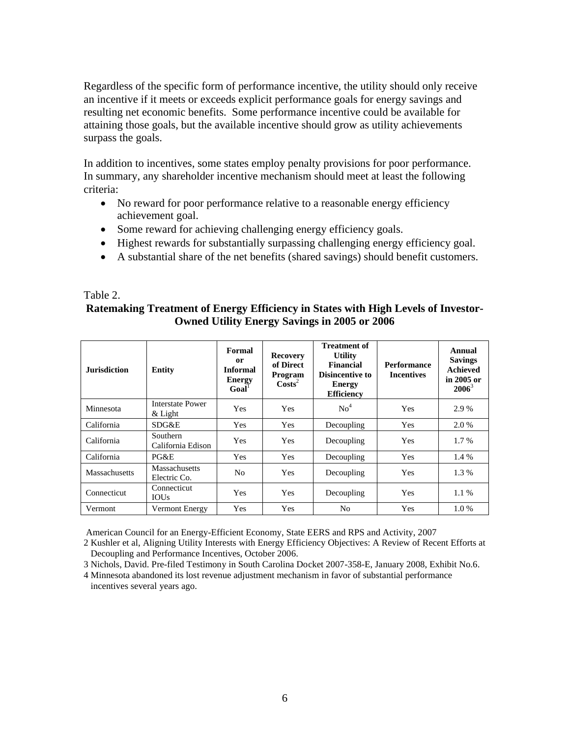Regardless of the specific form of performance incentive, the utility should only receive an incentive if it meets or exceeds explicit performance goals for energy savings and resulting net economic benefits. Some performance incentive could be available for attaining those goals, but the available incentive should grow as utility achievements surpass the goals.

In addition to incentives, some states employ penalty provisions for poor performance. In summary, any shareholder incentive mechanism should meet at least the following criteria:

- No reward for poor performance relative to a reasonable energy efficiency achievement goal.
- Some reward for achieving challenging energy efficiency goals.
- Highest rewards for substantially surpassing challenging energy efficiency goal.
- A substantial share of the net benefits (shared savings) should benefit customers.

Table 2.

**Ratemaking Treatment of Energy Efficiency in States with High Levels of Investor-Owned Utility Energy Savings in 2005 or 2006**

| Jurisdiction | Entity | Formal or Informal Energy Goal[1] | Recovery of Direct Program Costs[2] | Treatment of Utility Financial Disincentive to Energy Efficiency | Performance Incentives | Annual Savings Achieved in 2005 or 2006[3] |
|---|---|---|---|---|---|---|
| Minnesota | Interstate Power & Light | Yes | Yes | No[4] | Yes | 2.9 % |
| California | SDG&E | Yes | Yes | Decoupling | Yes | 2.0 % |
| California | Southern California Edison | Yes | Yes | Decoupling | Yes | 1.7 % |
| California | PG&E | Yes | Yes | Decoupling | Yes | 1.4 % |
| Massachusetts | Massachusetts Electric Co. | No | Yes | Decoupling | Yes | 1.3 % |
| Connecticut | Connecticut IOUs | Yes | Yes | Decoupling | Yes | 1.1 % |
| Vermont | Vermont Energy | Yes | Yes | No | Yes | 1.0 % |

American Council for an Energy-Efficient Economy, State EERS and RPS and Activity, 2007

2 Kushler et al, Aligning Utility Interests with Energy Efficiency Objectives: A Review of Recent Efforts at Decoupling and Performance Incentives, October 2006.

3 Nichols, David. Pre-filed Testimony in South Carolina Docket 2007-358-E, January 2008, Exhibit No.6.

4 Minnesota abandoned its lost revenue adjustment mechanism in favor of substantial performance incentives several years ago.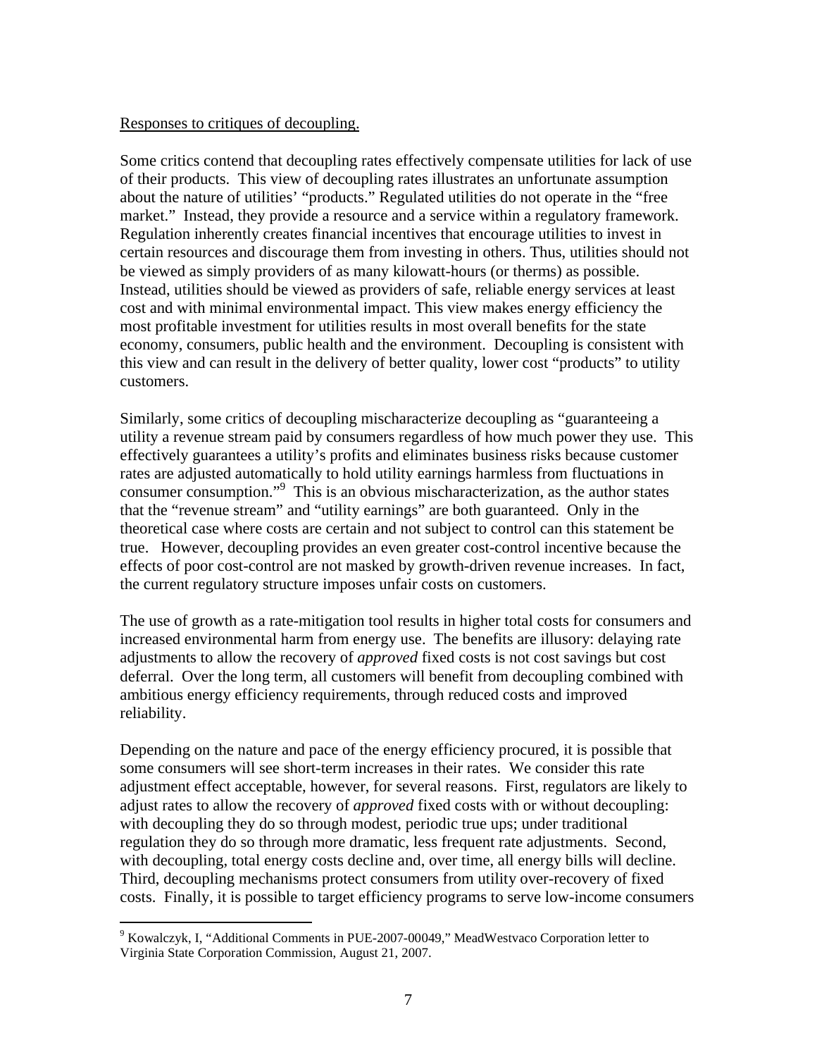Responses to critiques of decoupling.

Some critics contend that decoupling rates effectively compensate utilities for lack of use of their products. This view of decoupling rates illustrates an unfortunate assumption about the nature of utilities' "products." Regulated utilities do not operate in the "free market." Instead, they provide a resource and a service within a regulatory framework. Regulation inherently creates financial incentives that encourage utilities to invest in certain resources and discourage them from investing in others. Thus, utilities should not be viewed as simply providers of as many kilowatt-hours (or therms) as possible. Instead, utilities should be viewed as providers of safe, reliable energy services at least cost and with minimal environmental impact. This view makes energy efficiency the most profitable investment for utilities results in most overall benefits for the state economy, consumers, public health and the environment. Decoupling is consistent with this view and can result in the delivery of better quality, lower cost "products" to utility customers.

Similarly, some critics of decoupling mischaracterize decoupling as "guaranteeing a utility a revenue stream paid by consumers regardless of how much power they use. This effectively guarantees a utility's profits and eliminates business risks because customer rates are adjusted automatically to hold utility earnings harmless from fluctuations in consumer consumption."[9] This is an obvious mischaracterization, as the author states that the "revenue stream" and "utility earnings" are both guaranteed. Only in the theoretical case where costs are certain and not subject to control can this statement be true. However, decoupling provides an even greater cost-control incentive because the effects of poor cost-control are not masked by growth-driven revenue increases. In fact, the current regulatory structure imposes unfair costs on customers.

The use of growth as a rate-mitigation tool results in higher total costs for consumers and increased environmental harm from energy use. The benefits are illusory: delaying rate adjustments to allow the recovery of *approved* fixed costs is not cost savings but cost deferral. Over the long term, all customers will benefit from decoupling combined with ambitious energy efficiency requirements, through reduced costs and improved reliability.

Depending on the nature and pace of the energy efficiency procured, it is possible that some consumers will see short-term increases in their rates. We consider this rate adjustment effect acceptable, however, for several reasons. First, regulators are likely to adjust rates to allow the recovery of *approved* fixed costs with or without decoupling: with decoupling they do so through modest, periodic true ups; under traditional regulation they do so through more dramatic, less frequent rate adjustments. Second, with decoupling, total energy costs decline and, over time, all energy bills will decline. Third, decoupling mechanisms protect consumers from utility over-recovery of fixed costs. Finally, it is possible to target efficiency programs to serve low-income consumers

[9] Kowalczyk, I, "Additional Comments in PUE-2007-00049," MeadWestvaco Corporation letter to Virginia State Corporation Commission, August 21, 2007.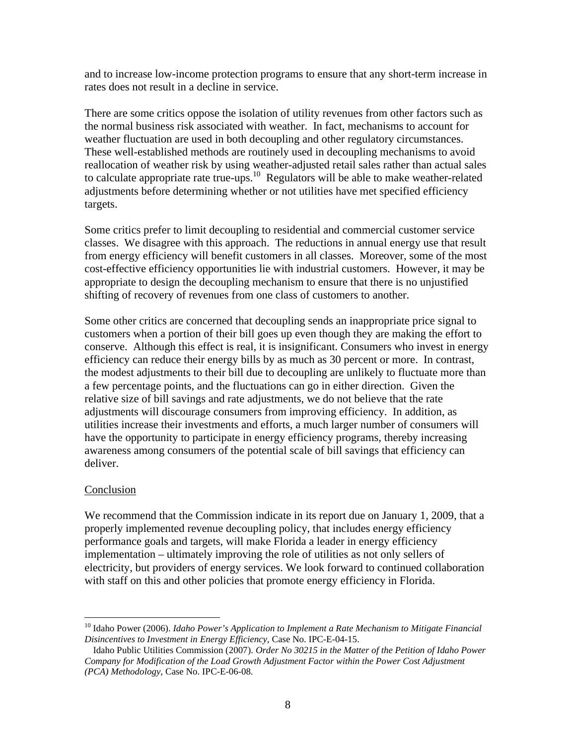and to increase low-income protection programs to ensure that any short-term increase in rates does not result in a decline in service.

There are some critics oppose the isolation of utility revenues from other factors such as the normal business risk associated with weather. In fact, mechanisms to account for weather fluctuation are used in both decoupling and other regulatory circumstances. These well-established methods are routinely used in decoupling mechanisms to avoid reallocation of weather risk by using weather-adjusted retail sales rather than actual sales to calculate appropriate rate true-ups.[10] Regulators will be able to make weather-related adjustments before determining whether or not utilities have met specified efficiency targets.

Some critics prefer to limit decoupling to residential and commercial customer service classes. We disagree with this approach. The reductions in annual energy use that result from energy efficiency will benefit customers in all classes. Moreover, some of the most cost-effective efficiency opportunities lie with industrial customers. However, it may be appropriate to design the decoupling mechanism to ensure that there is no unjustified shifting of recovery of revenues from one class of customers to another.

Some other critics are concerned that decoupling sends an inappropriate price signal to customers when a portion of their bill goes up even though they are making the effort to conserve. Although this effect is real, it is insignificant. Consumers who invest in energy efficiency can reduce their energy bills by as much as 30 percent or more. In contrast, the modest adjustments to their bill due to decoupling are unlikely to fluctuate more than a few percentage points, and the fluctuations can go in either direction. Given the relative size of bill savings and rate adjustments, we do not believe that the rate adjustments will discourage consumers from improving efficiency. In addition, as utilities increase their investments and efforts, a much larger number of consumers will have the opportunity to participate in energy efficiency programs, thereby increasing awareness among consumers of the potential scale of bill savings that efficiency can deliver.

Conclusion

We recommend that the Commission indicate in its report due on January 1, 2009, that a properly implemented revenue decoupling policy, that includes energy efficiency performance goals and targets, will make Florida a leader in energy efficiency implementation – ultimately improving the role of utilities as not only sellers of electricity, but providers of energy services. We look forward to continued collaboration with staff on this and other policies that promote energy efficiency in Florida.

---

[10] Idaho Power (2006). *Idaho Power's Application to Implement a Rate Mechanism to Mitigate Financial Disincentives to Investment in Energy Efficiency*, Case No. IPC-E-04-15.

Idaho Public Utilities Commission (2007). *Order No 30215 in the Matter of the Petition of Idaho Power Company for Modification of the Load Growth Adjustment Factor within the Power Cost Adjustment (PCA) Methodology*, Case No. IPC-E-06-08.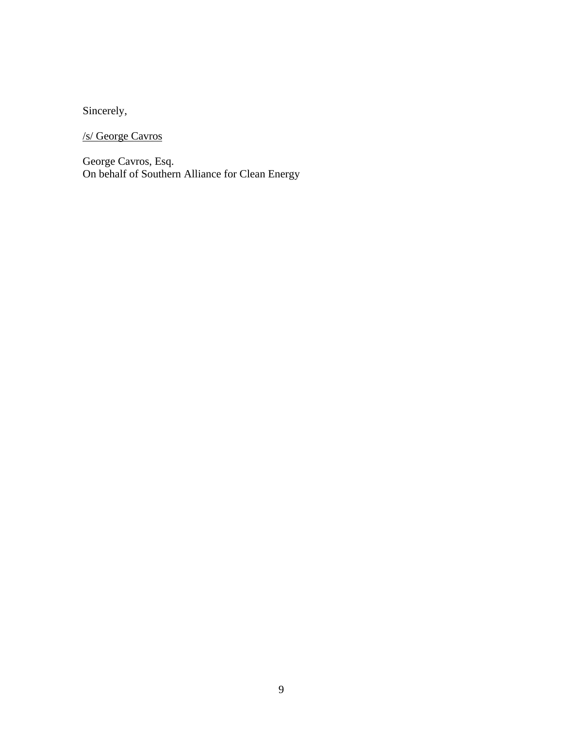Sincerely,

/s/ George Cavros

George Cavros, Esq.
On behalf of Southern Alliance for Clean Energy